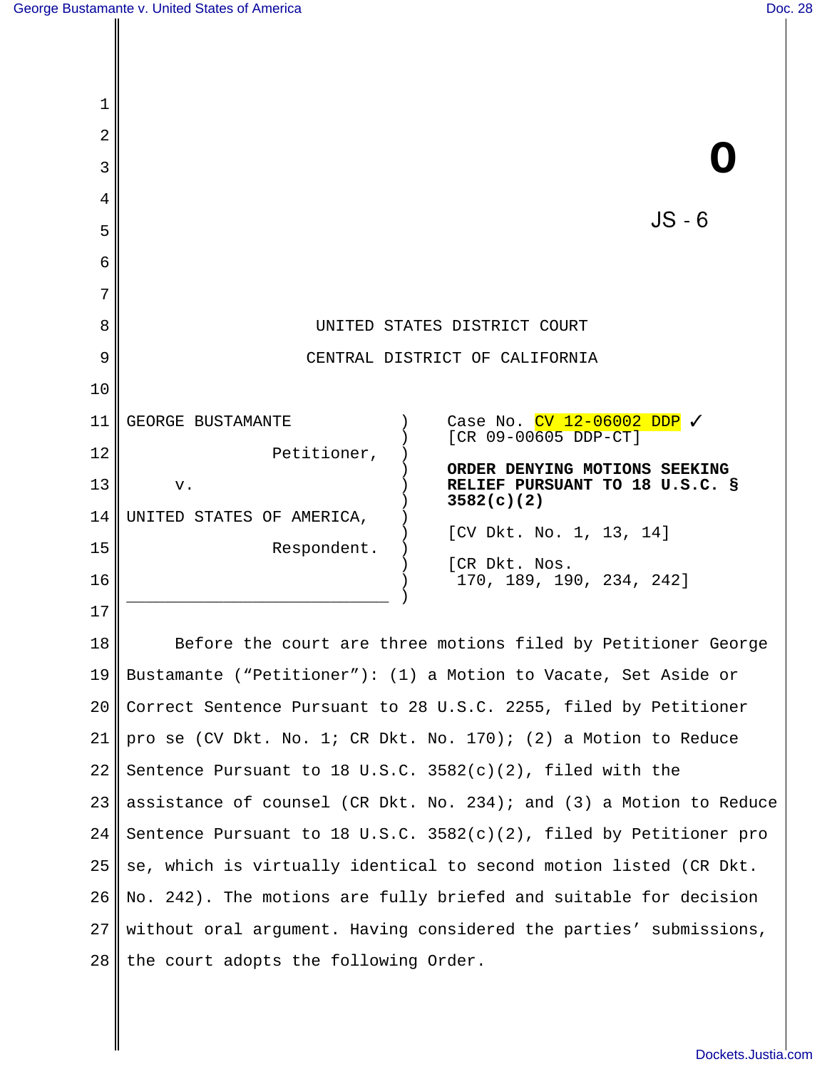O

JS - 6

UNITED STATES DISTRICT COURT

CENTRAL DISTRICT OF CALIFORNIA

| | |
|---|---|
| GEORGE BUSTAMANTE<br><br>Petitioner,<br><br>v.<br><br>UNITED STATES OF AMERICA,<br><br>Respondent. | Case No. CV 12-06002 DDP ✓<br>[CR 09-00605 DDP-CT]<br><br>**ORDER DENYING MOTIONS SEEKING RELIEF PURSUANT TO 18 U.S.C. § 3582(c)(2)**<br><br>[CV Dkt. No. 1, 13, 14]<br><br>[CR Dkt. Nos. 170, 189, 190, 234, 242] |

Before the court are three motions filed by Petitioner George Bustamante ("Petitioner"): (1) a Motion to Vacate, Set Aside or Correct Sentence Pursuant to 28 U.S.C. 2255, filed by Petitioner pro se (CV Dkt. No. 1; CR Dkt. No. 170); (2) a Motion to Reduce Sentence Pursuant to 18 U.S.C. 3582(c)(2), filed with the assistance of counsel (CR Dkt. No. 234); and (3) a Motion to Reduce Sentence Pursuant to 18 U.S.C. 3582(c)(2), filed by Petitioner pro se, which is virtually identical to second motion listed (CR Dkt. No. 242). The motions are fully briefed and suitable for decision without oral argument. Having considered the parties' submissions, the court adopts the following Order.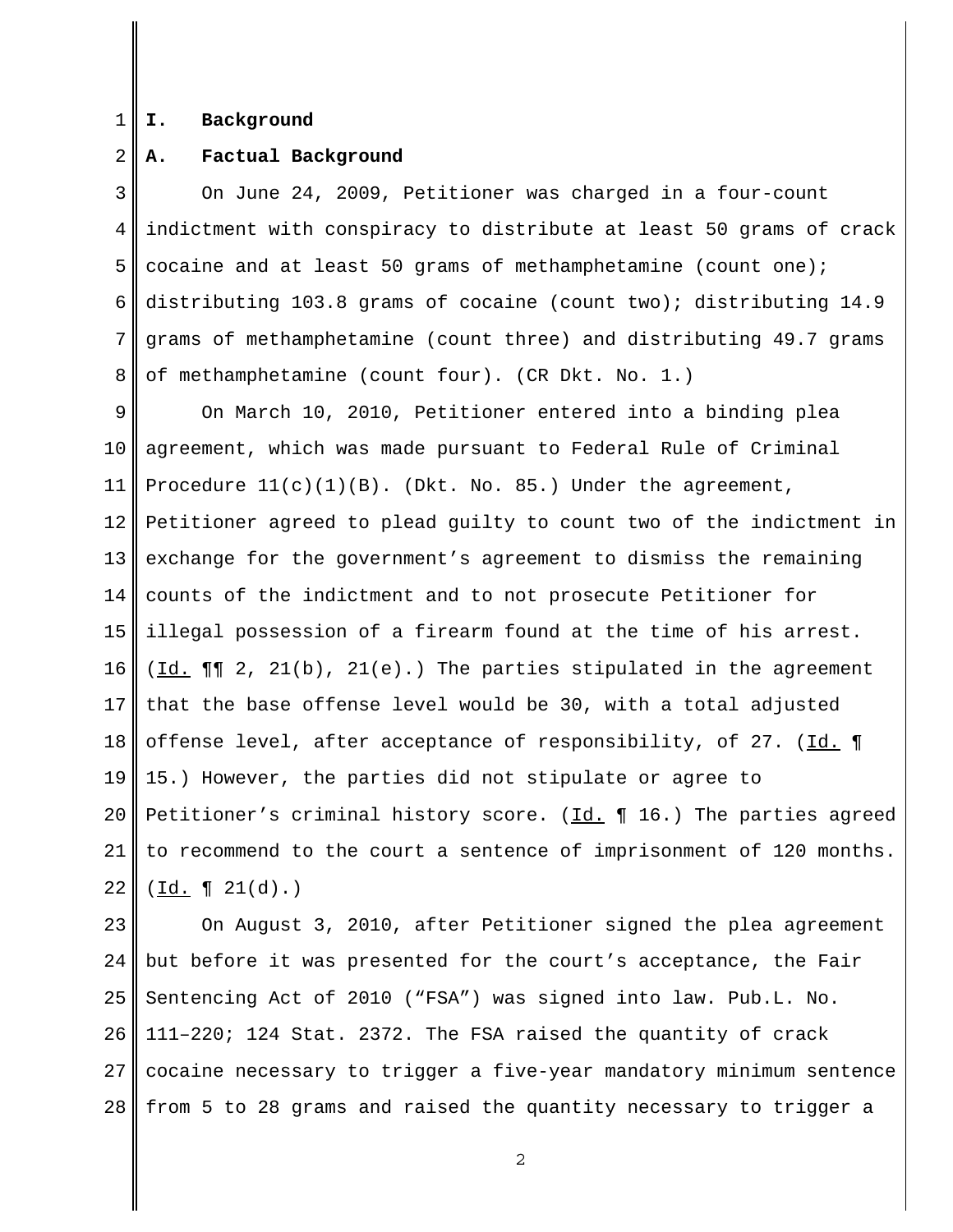## I. Background

### A. Factual Background

On June 24, 2009, Petitioner was charged in a four-count indictment with conspiracy to distribute at least 50 grams of crack cocaine and at least 50 grams of methamphetamine (count one); distributing 103.8 grams of cocaine (count two); distributing 14.9 grams of methamphetamine (count three) and distributing 49.7 grams of methamphetamine (count four). (CR Dkt. No. 1.)

On March 10, 2010, Petitioner entered into a binding plea agreement, which was made pursuant to Federal Rule of Criminal Procedure 11(c)(1)(B). (Dkt. No. 85.) Under the agreement, Petitioner agreed to plead guilty to count two of the indictment in exchange for the government's agreement to dismiss the remaining counts of the indictment and to not prosecute Petitioner for illegal possession of a firearm found at the time of his arrest. (Id. ¶¶ 2, 21(b), 21(e).) The parties stipulated in the agreement that the base offense level would be 30, with a total adjusted offense level, after acceptance of responsibility, of 27. (Id. ¶ 15.) However, the parties did not stipulate or agree to Petitioner's criminal history score. (Id. ¶ 16.) The parties agreed to recommend to the court a sentence of imprisonment of 120 months. (Id. ¶ 21(d).)

On August 3, 2010, after Petitioner signed the plea agreement but before it was presented for the court's acceptance, the Fair Sentencing Act of 2010 ("FSA") was signed into law. Pub.L. No. 111–220; 124 Stat. 2372. The FSA raised the quantity of crack cocaine necessary to trigger a five-year mandatory minimum sentence from 5 to 28 grams and raised the quantity necessary to trigger a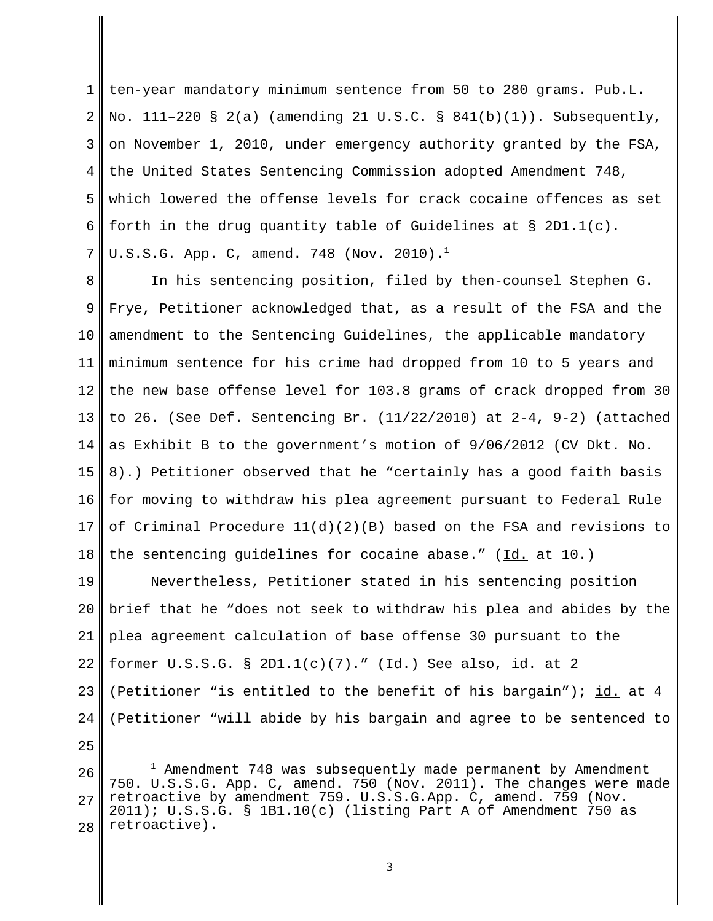ten-year mandatory minimum sentence from 50 to 280 grams. Pub.L. No. 111–220 § 2(a) (amending 21 U.S.C. § 841(b)(1)). Subsequently, on November 1, 2010, under emergency authority granted by the FSA, the United States Sentencing Commission adopted Amendment 748, which lowered the offense levels for crack cocaine offences as set forth in the drug quantity table of Guidelines at § 2D1.1(c). U.S.S.G. App. C, amend. 748 (Nov. 2010).[1]

In his sentencing position, filed by then-counsel Stephen G. Frye, Petitioner acknowledged that, as a result of the FSA and the amendment to the Sentencing Guidelines, the applicable mandatory minimum sentence for his crime had dropped from 10 to 5 years and the new base offense level for 103.8 grams of crack dropped from 30 to 26. (See Def. Sentencing Br. (11/22/2010) at 2-4, 9-2) (attached as Exhibit B to the government's motion of 9/06/2012 (CV Dkt. No. 8).) Petitioner observed that he "certainly has a good faith basis for moving to withdraw his plea agreement pursuant to Federal Rule of Criminal Procedure 11(d)(2)(B) based on the FSA and revisions to the sentencing guidelines for cocaine abase." (Id. at 10.)

Nevertheless, Petitioner stated in his sentencing position brief that he "does not seek to withdraw his plea and abides by the plea agreement calculation of base offense 30 pursuant to the former U.S.S.G. § 2D1.1(c)(7)." (Id.) See also, id. at 2 (Petitioner "is entitled to the benefit of his bargain"); id. at 4 (Petitioner "will abide by his bargain and agree to be sentenced to

---

[1] Amendment 748 was subsequently made permanent by Amendment 750. U.S.S.G. App. C, amend. 750 (Nov. 2011). The changes were made retroactive by amendment 759. U.S.S.G.App. C, amend. 759 (Nov. 2011); U.S.S.G. § 1B1.10(c) (listing Part A of Amendment 750 as retroactive).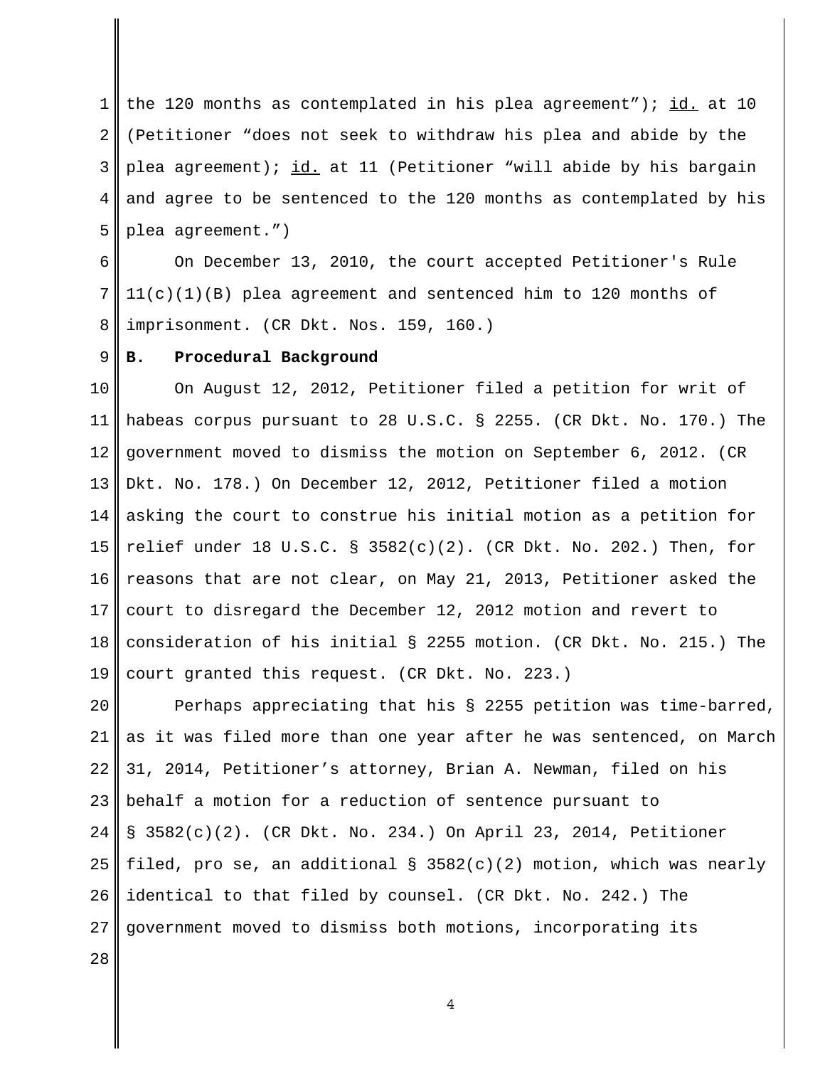the 120 months as contemplated in his plea agreement"); id. at 10 (Petitioner "does not seek to withdraw his plea and abide by the plea agreement); id. at 11 (Petitioner "will abide by his bargain and agree to be sentenced to the 120 months as contemplated by his plea agreement.")

On December 13, 2010, the court accepted Petitioner's Rule 11(c)(1)(B) plea agreement and sentenced him to 120 months of imprisonment. (CR Dkt. Nos. 159, 160.)

**B. Procedural Background**

On August 12, 2012, Petitioner filed a petition for writ of habeas corpus pursuant to 28 U.S.C. § 2255. (CR Dkt. No. 170.) The government moved to dismiss the motion on September 6, 2012. (CR Dkt. No. 178.) On December 12, 2012, Petitioner filed a motion asking the court to construe his initial motion as a petition for relief under 18 U.S.C. § 3582(c)(2). (CR Dkt. No. 202.) Then, for reasons that are not clear, on May 21, 2013, Petitioner asked the court to disregard the December 12, 2012 motion and revert to consideration of his initial § 2255 motion. (CR Dkt. No. 215.) The court granted this request. (CR Dkt. No. 223.)

Perhaps appreciating that his § 2255 petition was time-barred, as it was filed more than one year after he was sentenced, on March 31, 2014, Petitioner's attorney, Brian A. Newman, filed on his behalf a motion for a reduction of sentence pursuant to § 3582(c)(2). (CR Dkt. No. 234.) On April 23, 2014, Petitioner filed, pro se, an additional § 3582(c)(2) motion, which was nearly identical to that filed by counsel. (CR Dkt. No. 242.) The government moved to dismiss both motions, incorporating its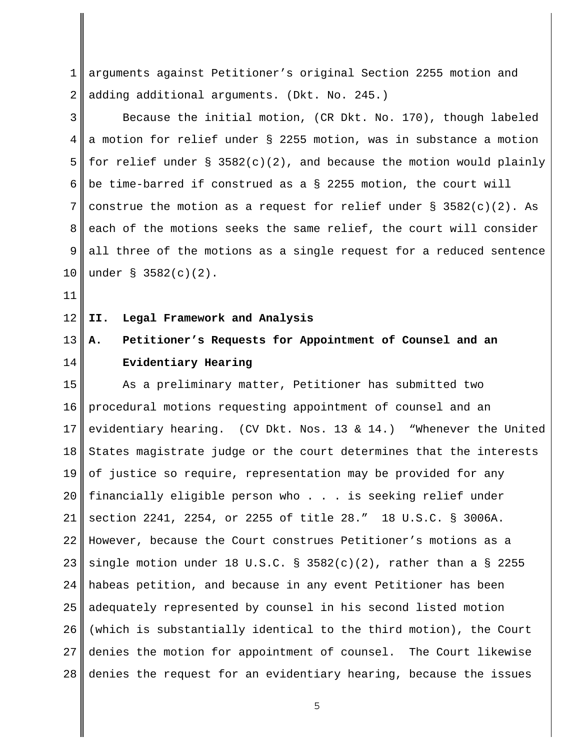arguments against Petitioner's original Section 2255 motion and adding additional arguments. (Dkt. No. 245.)

Because the initial motion, (CR Dkt. No. 170), though labeled a motion for relief under § 2255 motion, was in substance a motion for relief under § 3582(c)(2), and because the motion would plainly be time-barred if construed as a § 2255 motion, the court will construe the motion as a request for relief under § 3582(c)(2). As each of the motions seeks the same relief, the court will consider all three of the motions as a single request for a reduced sentence under § 3582(c)(2).

## II. Legal Framework and Analysis

### A. Petitioner's Requests for Appointment of Counsel and an Evidentiary Hearing

As a preliminary matter, Petitioner has submitted two procedural motions requesting appointment of counsel and an evidentiary hearing. (CV Dkt. Nos. 13 & 14.) "Whenever the United States magistrate judge or the court determines that the interests of justice so require, representation may be provided for any financially eligible person who . . . is seeking relief under section 2241, 2254, or 2255 of title 28." 18 U.S.C. § 3006A. However, because the Court construes Petitioner's motions as a single motion under 18 U.S.C. § 3582(c)(2), rather than a § 2255 habeas petition, and because in any event Petitioner has been adequately represented by counsel in his second listed motion (which is substantially identical to the third motion), the Court denies the motion for appointment of counsel. The Court likewise denies the request for an evidentiary hearing, because the issues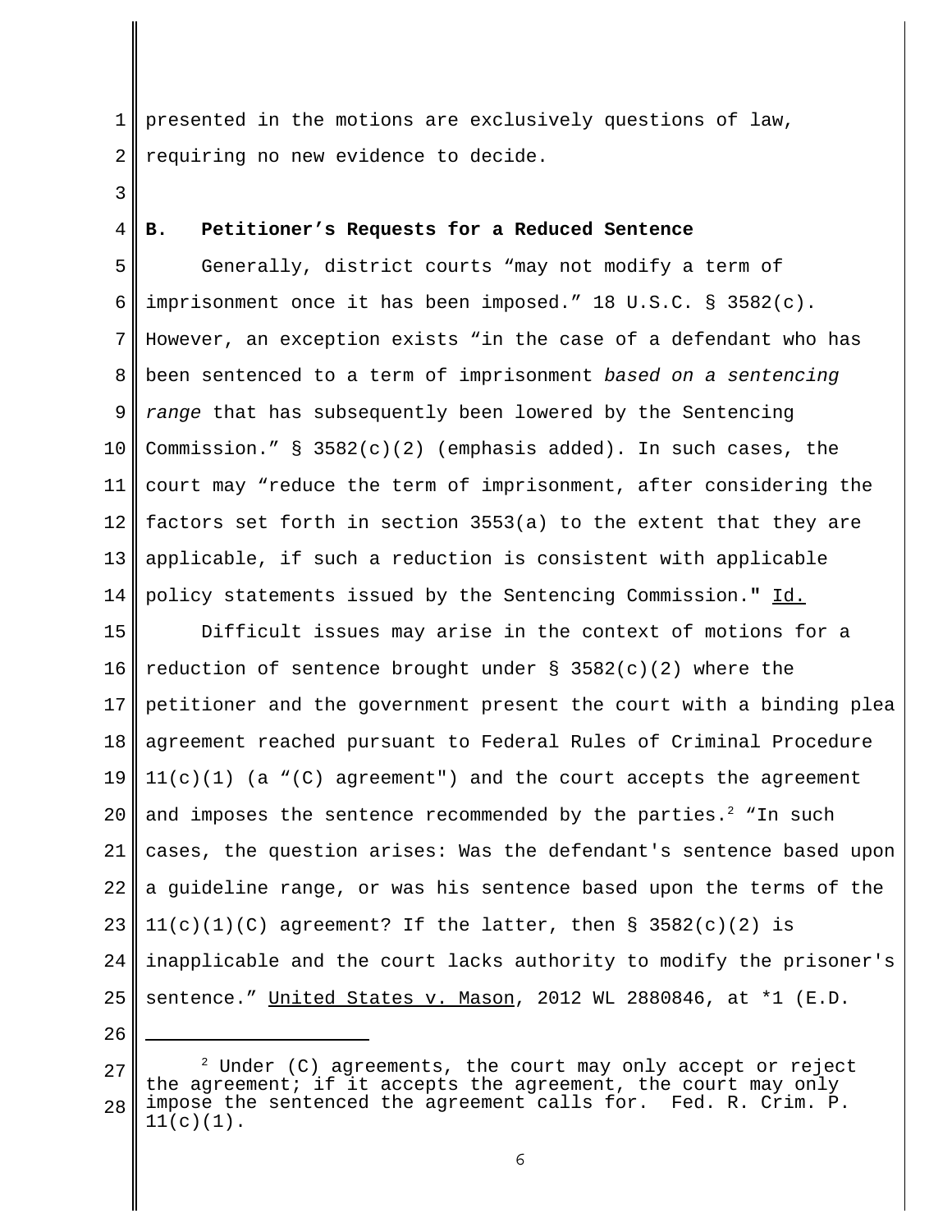presented in the motions are exclusively questions of law, requiring no new evidence to decide.

**B. Petitioner's Requests for a Reduced Sentence**

Generally, district courts "may not modify a term of imprisonment once it has been imposed." 18 U.S.C. § 3582(c). However, an exception exists "in the case of a defendant who has been sentenced to a term of imprisonment *based on a sentencing range* that has subsequently been lowered by the Sentencing Commission." § 3582(c)(2) (emphasis added). In such cases, the court may "reduce the term of imprisonment, after considering the factors set forth in section 3553(a) to the extent that they are applicable, if such a reduction is consistent with applicable policy statements issued by the Sentencing Commission." Id.

Difficult issues may arise in the context of motions for a reduction of sentence brought under § 3582(c)(2) where the petitioner and the government present the court with a binding plea agreement reached pursuant to Federal Rules of Criminal Procedure 11(c)(1) (a "(C) agreement") and the court accepts the agreement and imposes the sentence recommended by the parties.[2] "In such cases, the question arises: Was the defendant's sentence based upon a guideline range, or was his sentence based upon the terms of the 11(c)(1)(C) agreement? If the latter, then § 3582(c)(2) is inapplicable and the court lacks authority to modify the prisoner's sentence." United States v. Mason, 2012 WL 2880846, at *1 (E.D.

---

[2] Under (C) agreements, the court may only accept or reject the agreement; if it accepts the agreement, the court may only impose the sentenced the agreement calls for. Fed. R. Crim. P. 11(c)(1).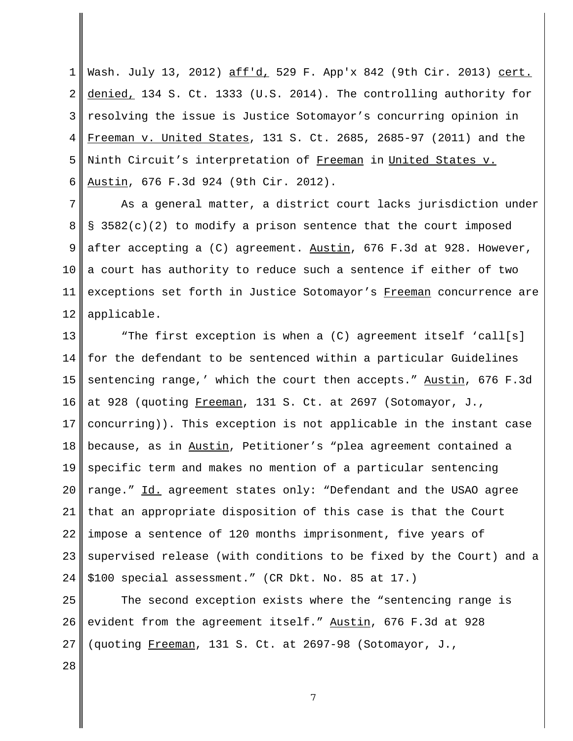Wash. July 13, 2012) aff'd, 529 F. App'x 842 (9th Cir. 2013) cert. denied, 134 S. Ct. 1333 (U.S. 2014). The controlling authority for resolving the issue is Justice Sotomayor's concurring opinion in Freeman v. United States, 131 S. Ct. 2685, 2685-97 (2011) and the Ninth Circuit's interpretation of Freeman in United States v. Austin, 676 F.3d 924 (9th Cir. 2012).

As a general matter, a district court lacks jurisdiction under § 3582(c)(2) to modify a prison sentence that the court imposed after accepting a (C) agreement. Austin, 676 F.3d at 928. However, a court has authority to reduce such a sentence if either of two exceptions set forth in Justice Sotomayor's Freeman concurrence are applicable.

"The first exception is when a (C) agreement itself 'call[s] for the defendant to be sentenced within a particular Guidelines sentencing range,' which the court then accepts." Austin, 676 F.3d at 928 (quoting Freeman, 131 S. Ct. at 2697 (Sotomayor, J., concurring)). This exception is not applicable in the instant case because, as in Austin, Petitioner's "plea agreement contained a specific term and makes no mention of a particular sentencing range." Id. agreement states only: "Defendant and the USAO agree that an appropriate disposition of this case is that the Court impose a sentence of 120 months imprisonment, five years of supervised release (with conditions to be fixed by the Court) and a $100 special assessment." (CR Dkt. No. 85 at 17.)

The second exception exists where the "sentencing range is evident from the agreement itself." Austin, 676 F.3d at 928 (quoting Freeman, 131 S. Ct. at 2697-98 (Sotomayor, J.,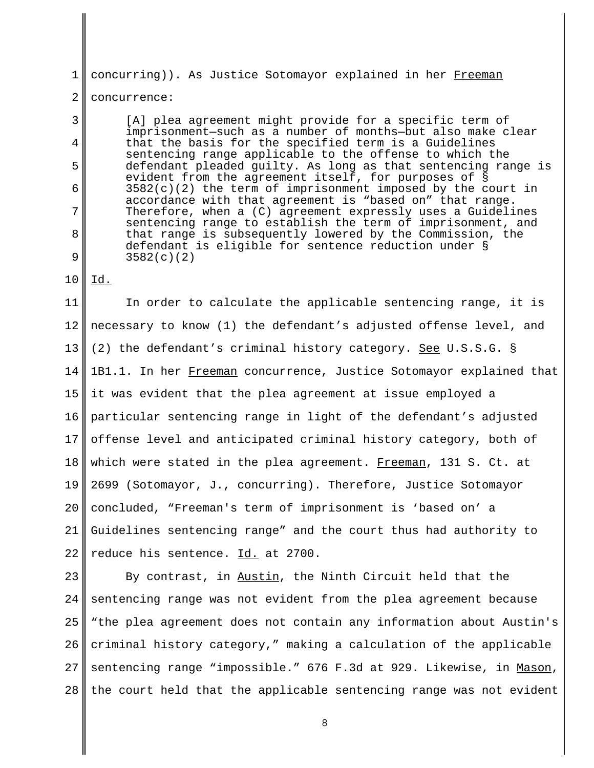concurring)). As Justice Sotomayor explained in her Freeman concurrence:

> [A] plea agreement might provide for a specific term of imprisonment—such as a number of months—but also make clear that the basis for the specified term is a Guidelines sentencing range applicable to the offense to which the defendant pleaded guilty. As long as that sentencing range is evident from the agreement itself, for purposes of § 3582(c)(2) the term of imprisonment imposed by the court in accordance with that agreement is "based on" that range. Therefore, when a (C) agreement expressly uses a Guidelines sentencing range to establish the term of imprisonment, and that range is subsequently lowered by the Commission, the defendant is eligible for sentence reduction under § 3582(c)(2)

Id.

In order to calculate the applicable sentencing range, it is necessary to know (1) the defendant's adjusted offense level, and (2) the defendant's criminal history category. See U.S.S.G. § 1B1.1. In her Freeman concurrence, Justice Sotomayor explained that it was evident that the plea agreement at issue employed a particular sentencing range in light of the defendant's adjusted offense level and anticipated criminal history category, both of which were stated in the plea agreement. Freeman, 131 S. Ct. at 2699 (Sotomayor, J., concurring). Therefore, Justice Sotomayor concluded, "Freeman's term of imprisonment is 'based on' a Guidelines sentencing range" and the court thus had authority to reduce his sentence. Id. at 2700.

By contrast, in Austin, the Ninth Circuit held that the sentencing range was not evident from the plea agreement because "the plea agreement does not contain any information about Austin's criminal history category," making a calculation of the applicable sentencing range "impossible." 676 F.3d at 929. Likewise, in Mason, the court held that the applicable sentencing range was not evident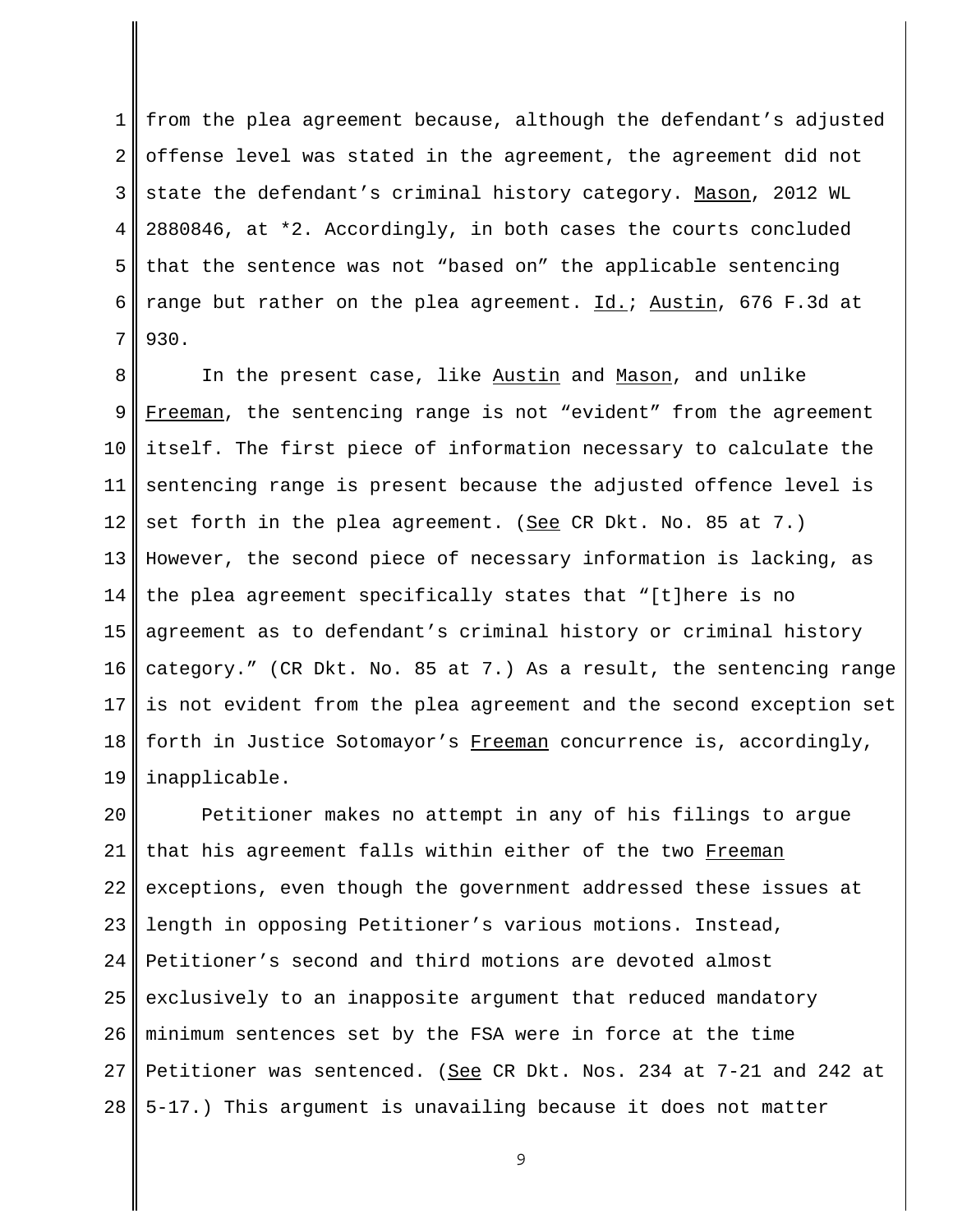from the plea agreement because, although the defendant's adjusted offense level was stated in the agreement, the agreement did not state the defendant's criminal history category. Mason, 2012 WL 2880846, at *2. Accordingly, in both cases the courts concluded that the sentence was not "based on" the applicable sentencing range but rather on the plea agreement. Id.; Austin, 676 F.3d at 930.

In the present case, like Austin and Mason, and unlike Freeman, the sentencing range is not "evident" from the agreement itself. The first piece of information necessary to calculate the sentencing range is present because the adjusted offence level is set forth in the plea agreement. (See CR Dkt. No. 85 at 7.) However, the second piece of necessary information is lacking, as the plea agreement specifically states that "[t]here is no agreement as to defendant's criminal history or criminal history category." (CR Dkt. No. 85 at 7.) As a result, the sentencing range is not evident from the plea agreement and the second exception set forth in Justice Sotomayor's Freeman concurrence is, accordingly, inapplicable.

Petitioner makes no attempt in any of his filings to argue that his agreement falls within either of the two Freeman exceptions, even though the government addressed these issues at length in opposing Petitioner's various motions. Instead, Petitioner's second and third motions are devoted almost exclusively to an inapposite argument that reduced mandatory minimum sentences set by the FSA were in force at the time Petitioner was sentenced. (See CR Dkt. Nos. 234 at 7-21 and 242 at 5-17.) This argument is unavailing because it does not matter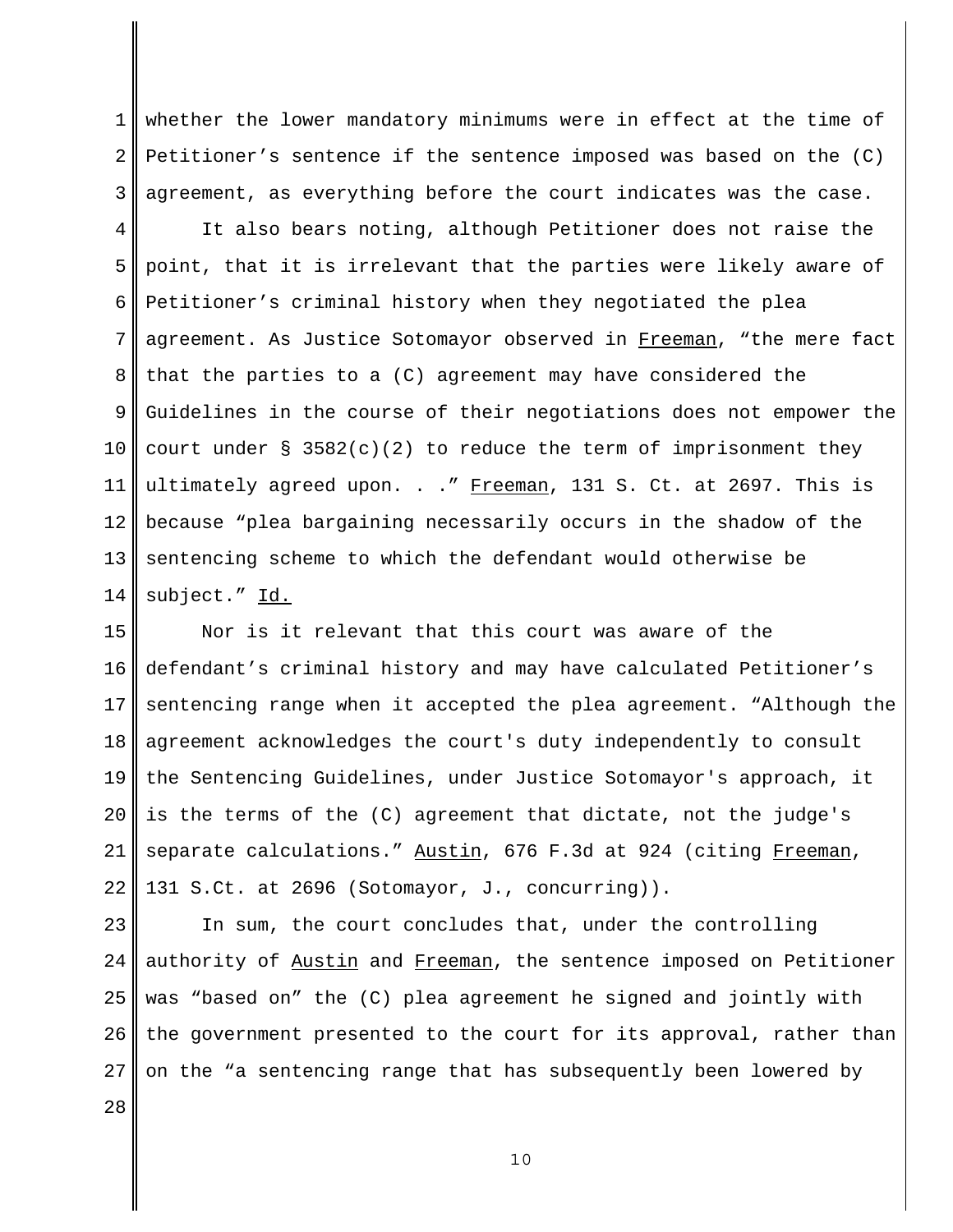whether the lower mandatory minimums were in effect at the time of Petitioner's sentence if the sentence imposed was based on the (C) agreement, as everything before the court indicates was the case.

It also bears noting, although Petitioner does not raise the point, that it is irrelevant that the parties were likely aware of Petitioner's criminal history when they negotiated the plea agreement. As Justice Sotomayor observed in Freeman, "the mere fact that the parties to a (C) agreement may have considered the Guidelines in the course of their negotiations does not empower the court under § 3582(c)(2) to reduce the term of imprisonment they ultimately agreed upon. . ." Freeman, 131 S. Ct. at 2697. This is because "plea bargaining necessarily occurs in the shadow of the sentencing scheme to which the defendant would otherwise be subject." Id.

Nor is it relevant that this court was aware of the defendant's criminal history and may have calculated Petitioner's sentencing range when it accepted the plea agreement. "Although the agreement acknowledges the court's duty independently to consult the Sentencing Guidelines, under Justice Sotomayor's approach, it is the terms of the (C) agreement that dictate, not the judge's separate calculations." Austin, 676 F.3d at 924 (citing Freeman, 131 S.Ct. at 2696 (Sotomayor, J., concurring)).

In sum, the court concludes that, under the controlling authority of Austin and Freeman, the sentence imposed on Petitioner was "based on" the (C) plea agreement he signed and jointly with the government presented to the court for its approval, rather than on the "a sentencing range that has subsequently been lowered by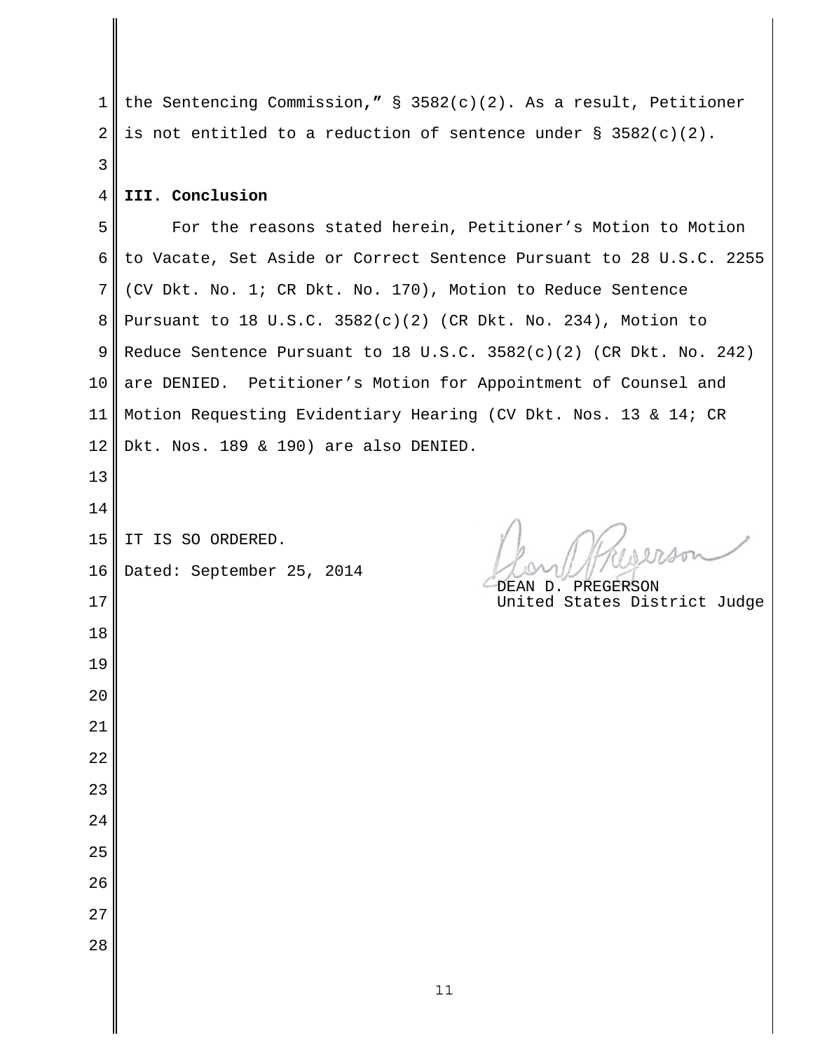the Sentencing Commission," § 3582(c)(2). As a result, Petitioner is not entitled to a reduction of sentence under § 3582(c)(2).

**III. Conclusion**

For the reasons stated herein, Petitioner's Motion to Motion to Vacate, Set Aside or Correct Sentence Pursuant to 28 U.S.C. 2255 (CV Dkt. No. 1; CR Dkt. No. 170), Motion to Reduce Sentence Pursuant to 18 U.S.C. 3582(c)(2) (CR Dkt. No. 234), Motion to Reduce Sentence Pursuant to 18 U.S.C. 3582(c)(2) (CR Dkt. No. 242) are DENIED. Petitioner's Motion for Appointment of Counsel and Motion Requesting Evidentiary Hearing (CV Dkt. Nos. 13 & 14; CR Dkt. Nos. 189 & 190) are also DENIED.

IT IS SO ORDERED.

Dated: September 25, 2014

DEAN D. PREGERSON
United States District Judge